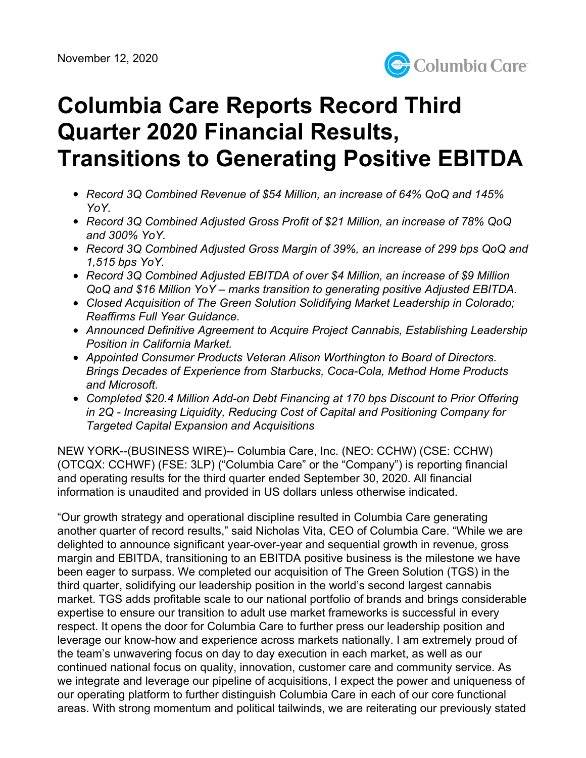November 12, 2020

# Columbia Care Reports Record Third Quarter 2020 Financial Results, Transitions to Generating Positive EBITDA

- *Record 3Q Combined Revenue of $54 Million, an increase of 64% QoQ and 145% YoY.*
- *Record 3Q Combined Adjusted Gross Profit of $21 Million, an increase of 78% QoQ and 300% YoY.*
- *Record 3Q Combined Adjusted Gross Margin of 39%, an increase of 299 bps QoQ and 1,515 bps YoY.*
- *Record 3Q Combined Adjusted EBITDA of over $4 Million, an increase of $9 Million QoQ and $16 Million YoY – marks transition to generating positive Adjusted EBITDA.*
- *Closed Acquisition of The Green Solution Solidifying Market Leadership in Colorado; Reaffirms Full Year Guidance.*
- *Announced Definitive Agreement to Acquire Project Cannabis, Establishing Leadership Position in California Market.*
- *Appointed Consumer Products Veteran Alison Worthington to Board of Directors. Brings Decades of Experience from Starbucks, Coca-Cola, Method Home Products and Microsoft.*
- *Completed $20.4 Million Add-on Debt Financing at 170 bps Discount to Prior Offering in 2Q - Increasing Liquidity, Reducing Cost of Capital and Positioning Company for Targeted Capital Expansion and Acquisitions*

NEW YORK--(BUSINESS WIRE)-- Columbia Care, Inc. (NEO: CCHW) (CSE: CCHW) (OTCQX: CCHWF) (FSE: 3LP) ("Columbia Care" or the "Company") is reporting financial and operating results for the third quarter ended September 30, 2020. All financial information is unaudited and provided in US dollars unless otherwise indicated.

"Our growth strategy and operational discipline resulted in Columbia Care generating another quarter of record results," said Nicholas Vita, CEO of Columbia Care. "While we are delighted to announce significant year-over-year and sequential growth in revenue, gross margin and EBITDA, transitioning to an EBITDA positive business is the milestone we have been eager to surpass. We completed our acquisition of The Green Solution (TGS) in the third quarter, solidifying our leadership position in the world's second largest cannabis market. TGS adds profitable scale to our national portfolio of brands and brings considerable expertise to ensure our transition to adult use market frameworks is successful in every respect. It opens the door for Columbia Care to further press our leadership position and leverage our know-how and experience across markets nationally. I am extremely proud of the team's unwavering focus on day to day execution in each market, as well as our continued national focus on quality, innovation, customer care and community service. As we integrate and leverage our pipeline of acquisitions, I expect the power and uniqueness of our operating platform to further distinguish Columbia Care in each of our core functional areas. With strong momentum and political tailwinds, we are reiterating our previously stated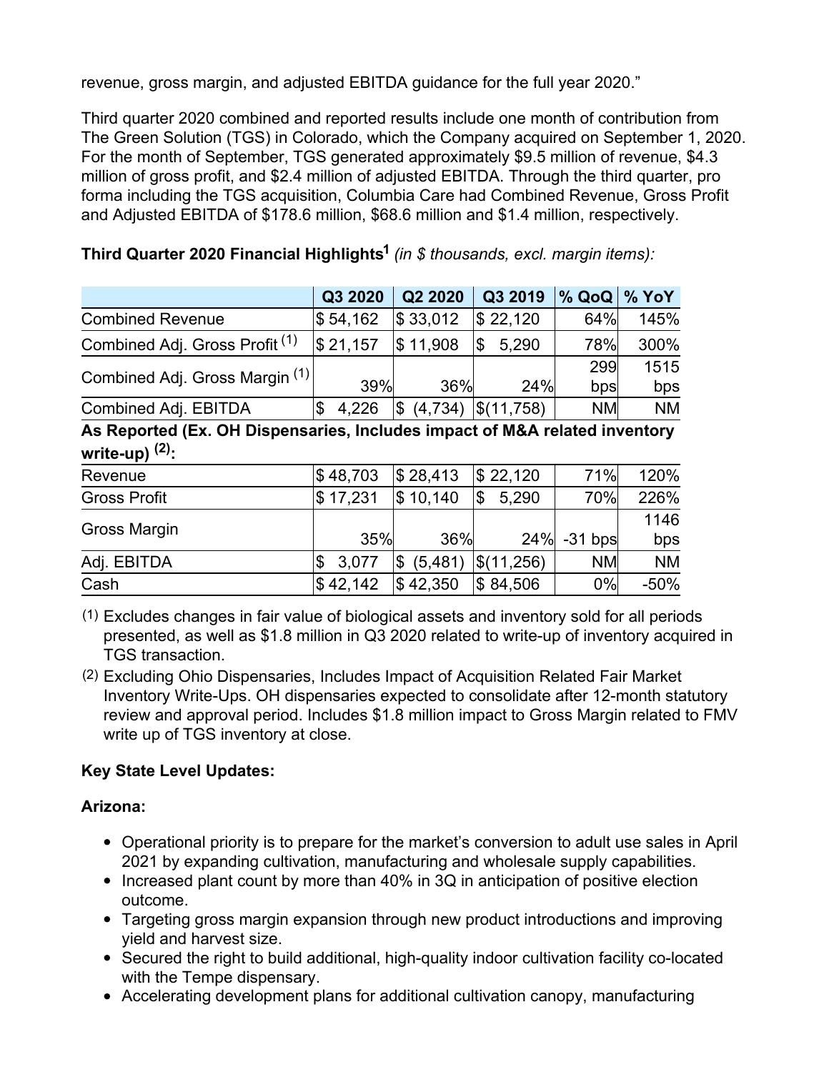revenue, gross margin, and adjusted EBITDA guidance for the full year 2020."

Third quarter 2020 combined and reported results include one month of contribution from The Green Solution (TGS) in Colorado, which the Company acquired on September 1, 2020. For the month of September, TGS generated approximately $9.5 million of revenue, $4.3 million of gross profit, and $2.4 million of adjusted EBITDA. Through the third quarter, pro forma including the TGS acquisition, Columbia Care had Combined Revenue, Gross Profit and Adjusted EBITDA of $178.6 million, $68.6 million and $1.4 million, respectively.

**Third Quarter 2020 Financial Highlights[1]** *(in $ thousands, excl. margin items):*

| | Q3 2020 | Q2 2020 | Q3 2019 | % QoQ | % YoY |
|---|---|---|---|---|---|
| Combined Revenue | $ 54,162 | $ 33,012 | $ 22,120 | 64% | 145% |
| Combined Adj. Gross Profit (1) | $ 21,157 | $ 11,908 | $ 5,290 | 78% | 300% |
| Combined Adj. Gross Margin (1) | 39% | 36% | 24% | 299 bps | 1515 bps |
| Combined Adj. EBITDA | $ 4,226 | $ (4,734) | $(11,758) | NM | NM |
| **As Reported (Ex. OH Dispensaries, Includes impact of M&A related inventory write-up) (2):** | | | | | |
| Revenue | $ 48,703 | $ 28,413 | $ 22,120 | 71% | 120% |
| Gross Profit | $ 17,231 | $ 10,140 | $ 5,290 | 70% | 226% |
| Gross Margin | 35% | 36% | 24% | -31 bps | 1146 bps |
| Adj. EBITDA | $ 3,077 | $ (5,481) | $(11,256) | NM | NM |
| Cash | $ 42,142 | $ 42,350 | $ 84,506 | 0% | -50% |

(1) Excludes changes in fair value of biological assets and inventory sold for all periods presented, as well as $1.8 million in Q3 2020 related to write-up of inventory acquired in TGS transaction.

(2) Excluding Ohio Dispensaries, Includes Impact of Acquisition Related Fair Market Inventory Write-Ups. OH dispensaries expected to consolidate after 12-month statutory review and approval period. Includes $1.8 million impact to Gross Margin related to FMV write up of TGS inventory at close.

**Key State Level Updates:**

**Arizona:**

- Operational priority is to prepare for the market's conversion to adult use sales in April 2021 by expanding cultivation, manufacturing and wholesale supply capabilities.
- Increased plant count by more than 40% in 3Q in anticipation of positive election outcome.
- Targeting gross margin expansion through new product introductions and improving yield and harvest size.
- Secured the right to build additional, high-quality indoor cultivation facility co-located with the Tempe dispensary.
- Accelerating development plans for additional cultivation canopy, manufacturing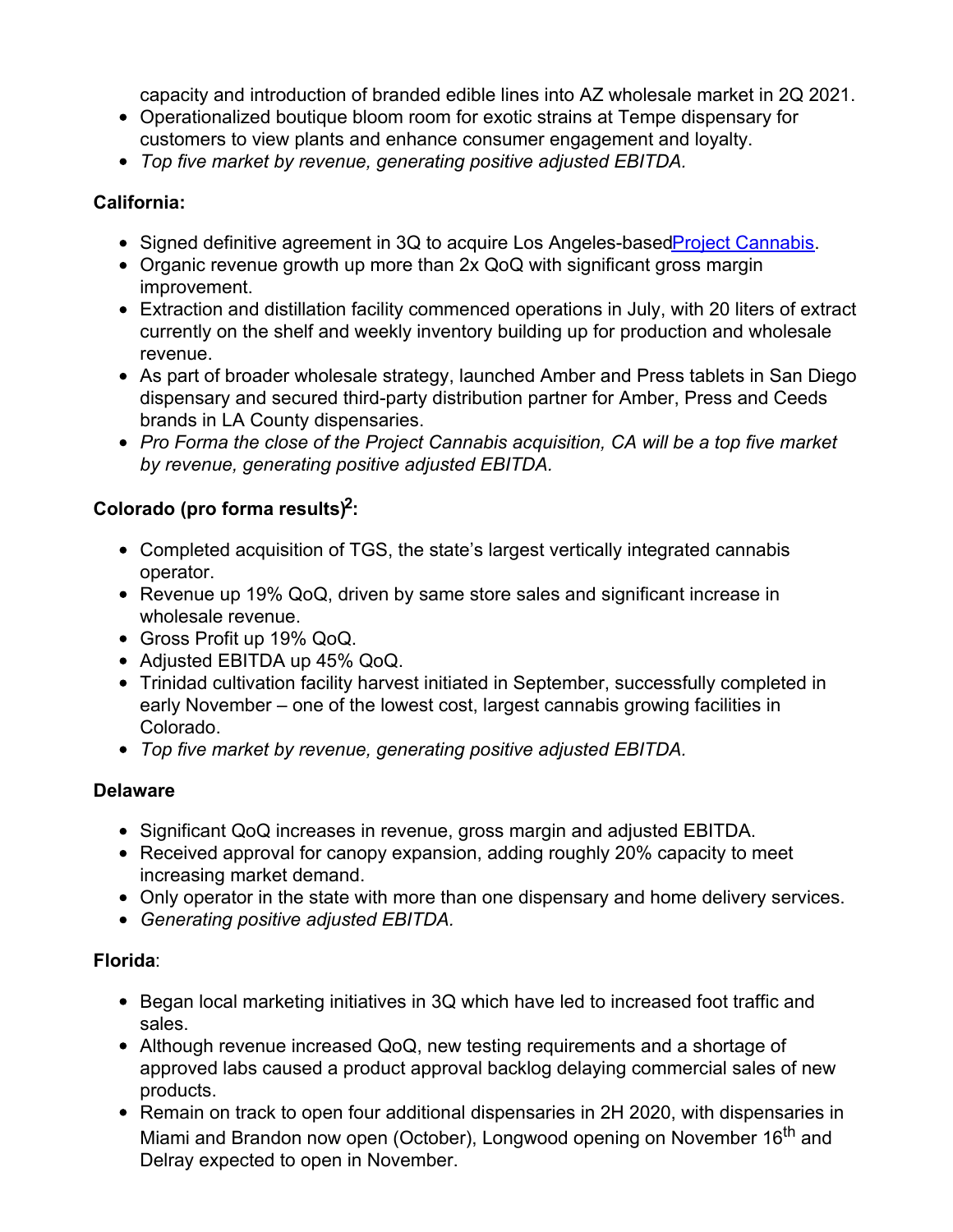capacity and introduction of branded edible lines into AZ wholesale market in 2Q 2021.

- Operationalized boutique bloom room for exotic strains at Tempe dispensary for customers to view plants and enhance consumer engagement and loyalty.
- *Top five market by revenue, generating positive adjusted EBITDA.*

**California:**

- Signed definitive agreement in 3Q to acquire Los Angeles-based Project Cannabis.
- Organic revenue growth up more than 2x QoQ with significant gross margin improvement.
- Extraction and distillation facility commenced operations in July, with 20 liters of extract currently on the shelf and weekly inventory building up for production and wholesale revenue.
- As part of broader wholesale strategy, launched Amber and Press tablets in San Diego dispensary and secured third-party distribution partner for Amber, Press and Ceeds brands in LA County dispensaries.
- *Pro Forma the close of the Project Cannabis acquisition, CA will be a top five market by revenue, generating positive adjusted EBITDA.*

**Colorado (pro forma results)[2]:**

- Completed acquisition of TGS, the state's largest vertically integrated cannabis operator.
- Revenue up 19% QoQ, driven by same store sales and significant increase in wholesale revenue.
- Gross Profit up 19% QoQ.
- Adjusted EBITDA up 45% QoQ.
- Trinidad cultivation facility harvest initiated in September, successfully completed in early November – one of the lowest cost, largest cannabis growing facilities in Colorado.
- *Top five market by revenue, generating positive adjusted EBITDA.*

**Delaware**

- Significant QoQ increases in revenue, gross margin and adjusted EBITDA.
- Received approval for canopy expansion, adding roughly 20% capacity to meet increasing market demand.
- Only operator in the state with more than one dispensary and home delivery services.
- *Generating positive adjusted EBITDA.*

**Florida**:

- Began local marketing initiatives in 3Q which have led to increased foot traffic and sales.
- Although revenue increased QoQ, new testing requirements and a shortage of approved labs caused a product approval backlog delaying commercial sales of new products.
- Remain on track to open four additional dispensaries in 2H 2020, with dispensaries in Miami and Brandon now open (October), Longwood opening on November 16th and Delray expected to open in November.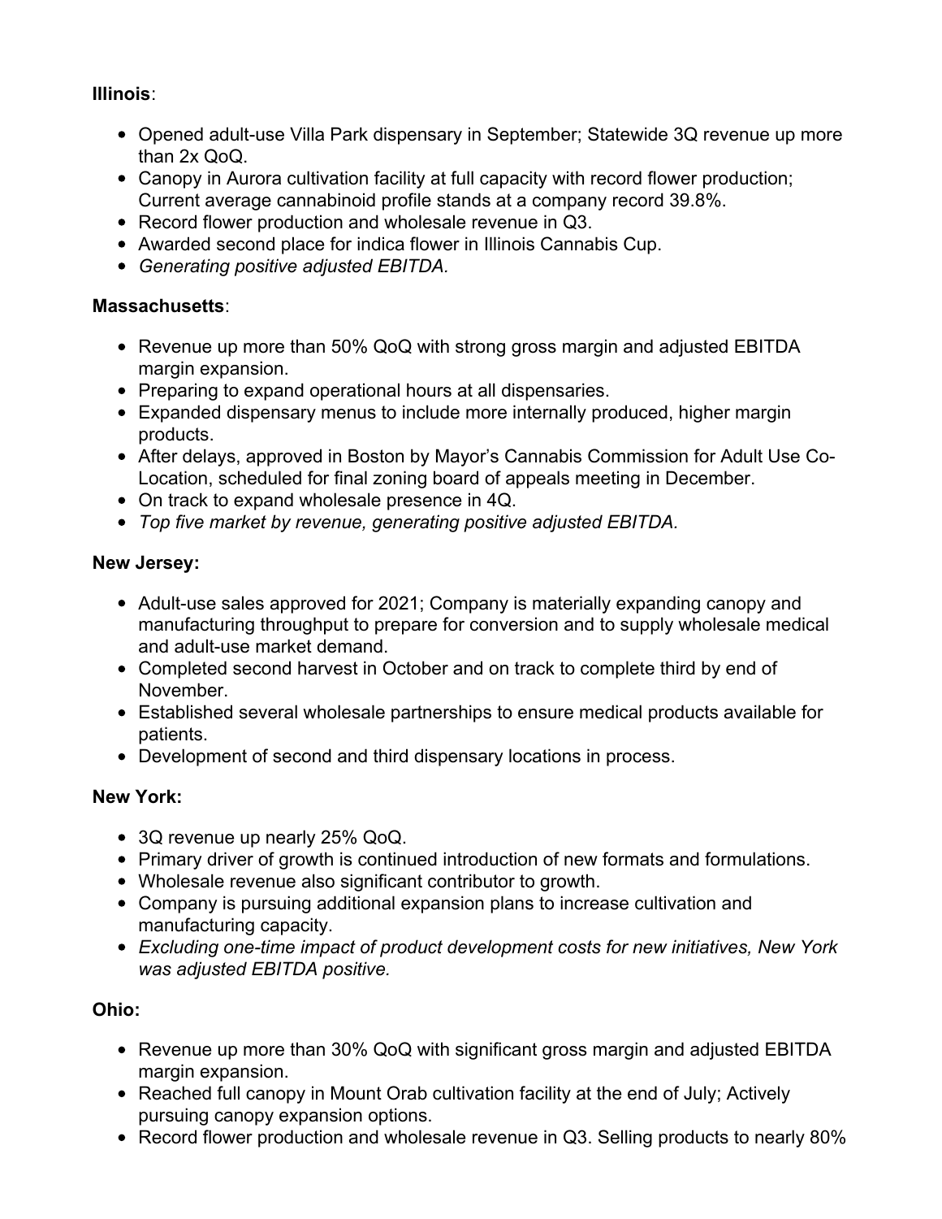**Illinois**:

- Opened adult-use Villa Park dispensary in September; Statewide 3Q revenue up more than 2x QoQ.
- Canopy in Aurora cultivation facility at full capacity with record flower production; Current average cannabinoid profile stands at a company record 39.8%.
- Record flower production and wholesale revenue in Q3.
- Awarded second place for indica flower in Illinois Cannabis Cup.
- *Generating positive adjusted EBITDA.*

**Massachusetts**:

- Revenue up more than 50% QoQ with strong gross margin and adjusted EBITDA margin expansion.
- Preparing to expand operational hours at all dispensaries.
- Expanded dispensary menus to include more internally produced, higher margin products.
- After delays, approved in Boston by Mayor's Cannabis Commission for Adult Use Co-Location, scheduled for final zoning board of appeals meeting in December.
- On track to expand wholesale presence in 4Q.
- *Top five market by revenue, generating positive adjusted EBITDA.*

**New Jersey:**

- Adult-use sales approved for 2021; Company is materially expanding canopy and manufacturing throughput to prepare for conversion and to supply wholesale medical and adult-use market demand.
- Completed second harvest in October and on track to complete third by end of November.
- Established several wholesale partnerships to ensure medical products available for patients.
- Development of second and third dispensary locations in process.

**New York:**

- 3Q revenue up nearly 25% QoQ.
- Primary driver of growth is continued introduction of new formats and formulations.
- Wholesale revenue also significant contributor to growth.
- Company is pursuing additional expansion plans to increase cultivation and manufacturing capacity.
- *Excluding one-time impact of product development costs for new initiatives, New York was adjusted EBITDA positive.*

**Ohio:**

- Revenue up more than 30% QoQ with significant gross margin and adjusted EBITDA margin expansion.
- Reached full canopy in Mount Orab cultivation facility at the end of July; Actively pursuing canopy expansion options.
- Record flower production and wholesale revenue in Q3. Selling products to nearly 80%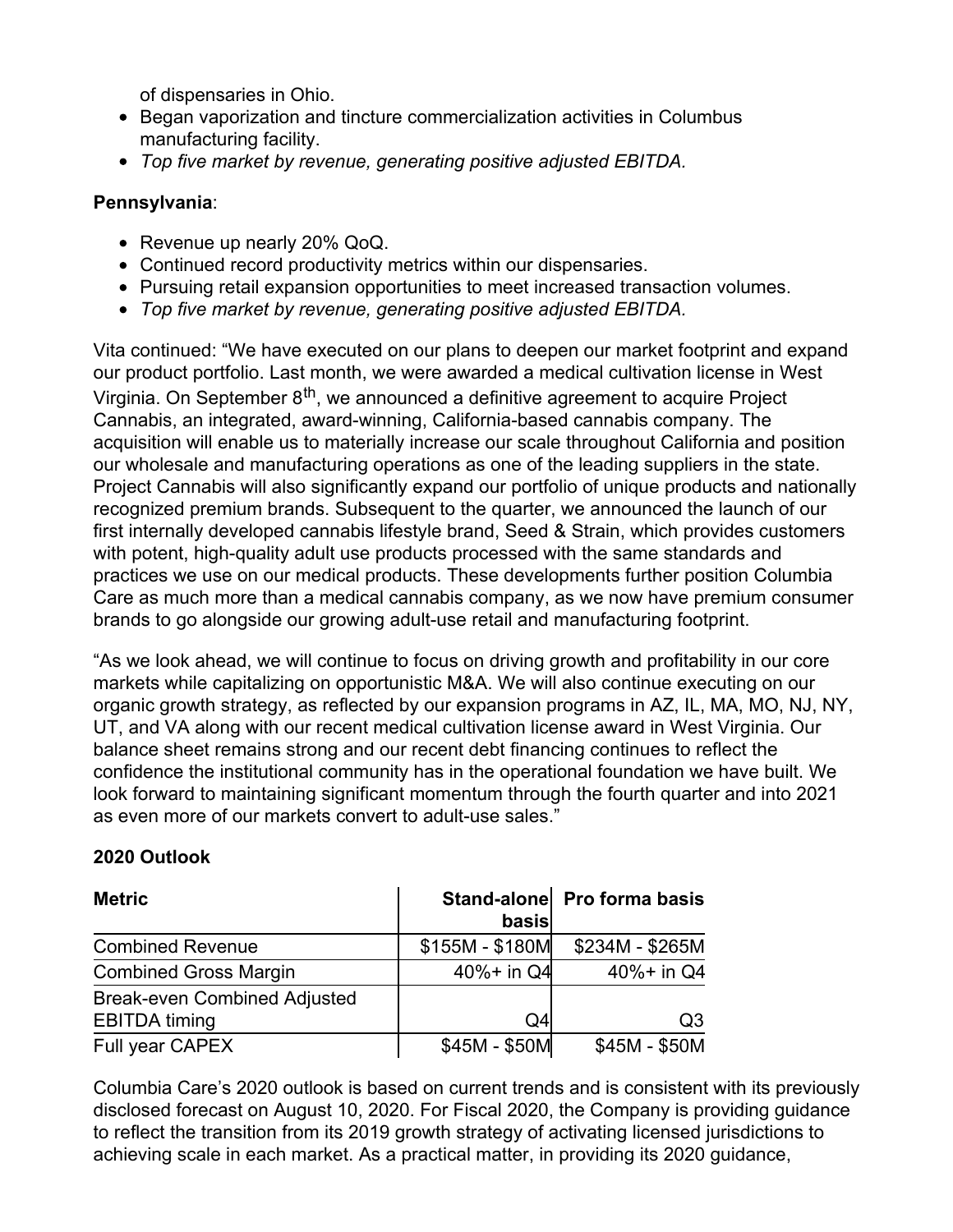of dispensaries in Ohio.

- Began vaporization and tincture commercialization activities in Columbus manufacturing facility.
- *Top five market by revenue, generating positive adjusted EBITDA.*

**Pennsylvania**:

- Revenue up nearly 20% QoQ.
- Continued record productivity metrics within our dispensaries.
- Pursuing retail expansion opportunities to meet increased transaction volumes.
- *Top five market by revenue, generating positive adjusted EBITDA.*

Vita continued: "We have executed on our plans to deepen our market footprint and expand our product portfolio. Last month, we were awarded a medical cultivation license in West Virginia. On September 8th, we announced a definitive agreement to acquire Project Cannabis, an integrated, award-winning, California-based cannabis company. The acquisition will enable us to materially increase our scale throughout California and position our wholesale and manufacturing operations as one of the leading suppliers in the state. Project Cannabis will also significantly expand our portfolio of unique products and nationally recognized premium brands. Subsequent to the quarter, we announced the launch of our first internally developed cannabis lifestyle brand, Seed & Strain, which provides customers with potent, high-quality adult use products processed with the same standards and practices we use on our medical products. These developments further position Columbia Care as much more than a medical cannabis company, as we now have premium consumer brands to go alongside our growing adult-use retail and manufacturing footprint.

"As we look ahead, we will continue to focus on driving growth and profitability in our core markets while capitalizing on opportunistic M&A. We will also continue executing on our organic growth strategy, as reflected by our expansion programs in AZ, IL, MA, MO, NJ, NY, UT, and VA along with our recent medical cultivation license award in West Virginia. Our balance sheet remains strong and our recent debt financing continues to reflect the confidence the institutional community has in the operational foundation we have built. We look forward to maintaining significant momentum through the fourth quarter and into 2021 as even more of our markets convert to adult-use sales."

**2020 Outlook**

| Metric | Stand-alone basis | Pro forma basis |
| --- | --- | --- |
| Combined Revenue | \$155M - \$180M | \$234M - \$265M |
| Combined Gross Margin | 40%+ in Q4 | 40%+ in Q4 |
| Break-even Combined Adjusted EBITDA timing | Q4 | Q3 |
| Full year CAPEX | \$45M - \$50M | \$45M - \$50M |

Columbia Care's 2020 outlook is based on current trends and is consistent with its previously disclosed forecast on August 10, 2020. For Fiscal 2020, the Company is providing guidance to reflect the transition from its 2019 growth strategy of activating licensed jurisdictions to achieving scale in each market. As a practical matter, in providing its 2020 guidance,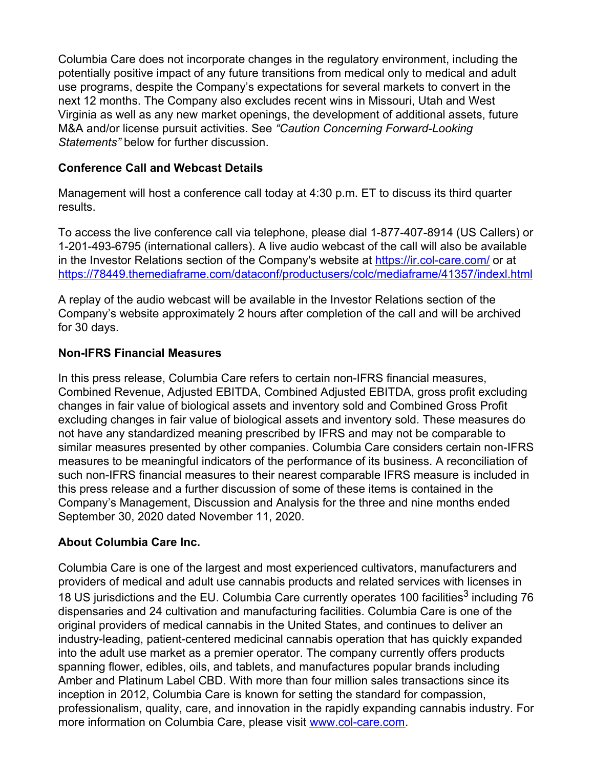Columbia Care does not incorporate changes in the regulatory environment, including the potentially positive impact of any future transitions from medical only to medical and adult use programs, despite the Company's expectations for several markets to convert in the next 12 months. The Company also excludes recent wins in Missouri, Utah and West Virginia as well as any new market openings, the development of additional assets, future M&A and/or license pursuit activities. See *"Caution Concerning Forward-Looking Statements"* below for further discussion.

**Conference Call and Webcast Details**

Management will host a conference call today at 4:30 p.m. ET to discuss its third quarter results.

To access the live conference call via telephone, please dial 1-877-407-8914 (US Callers) or 1-201-493-6795 (international callers). A live audio webcast of the call will also be available in the Investor Relations section of the Company's website at [https://ir.col-care.com/](https://ir.col-care.com/) or at [https://78449.themediaframe.com/dataconf/productusers/colc/mediaframe/41357/indexl.html](https://78449.themediaframe.com/dataconf/productusers/colc/mediaframe/41357/indexl.html)

A replay of the audio webcast will be available in the Investor Relations section of the Company's website approximately 2 hours after completion of the call and will be archived for 30 days.

**Non-IFRS Financial Measures**

In this press release, Columbia Care refers to certain non-IFRS financial measures, Combined Revenue, Adjusted EBITDA, Combined Adjusted EBITDA, gross profit excluding changes in fair value of biological assets and inventory sold and Combined Gross Profit excluding changes in fair value of biological assets and inventory sold. These measures do not have any standardized meaning prescribed by IFRS and may not be comparable to similar measures presented by other companies. Columbia Care considers certain non-IFRS measures to be meaningful indicators of the performance of its business. A reconciliation of such non-IFRS financial measures to their nearest comparable IFRS measure is included in this press release and a further discussion of some of these items is contained in the Company's Management, Discussion and Analysis for the three and nine months ended September 30, 2020 dated November 11, 2020.

**About Columbia Care Inc.**

Columbia Care is one of the largest and most experienced cultivators, manufacturers and providers of medical and adult use cannabis products and related services with licenses in 18 US jurisdictions and the EU. Columbia Care currently operates 100 facilities[3] including 76 dispensaries and 24 cultivation and manufacturing facilities. Columbia Care is one of the original providers of medical cannabis in the United States, and continues to deliver an industry-leading, patient-centered medicinal cannabis operation that has quickly expanded into the adult use market as a premier operator. The company currently offers products spanning flower, edibles, oils, and tablets, and manufactures popular brands including Amber and Platinum Label CBD. With more than four million sales transactions since its inception in 2012, Columbia Care is known for setting the standard for compassion, professionalism, quality, care, and innovation in the rapidly expanding cannabis industry. For more information on Columbia Care, please visit [www.col-care.com](www.col-care.com).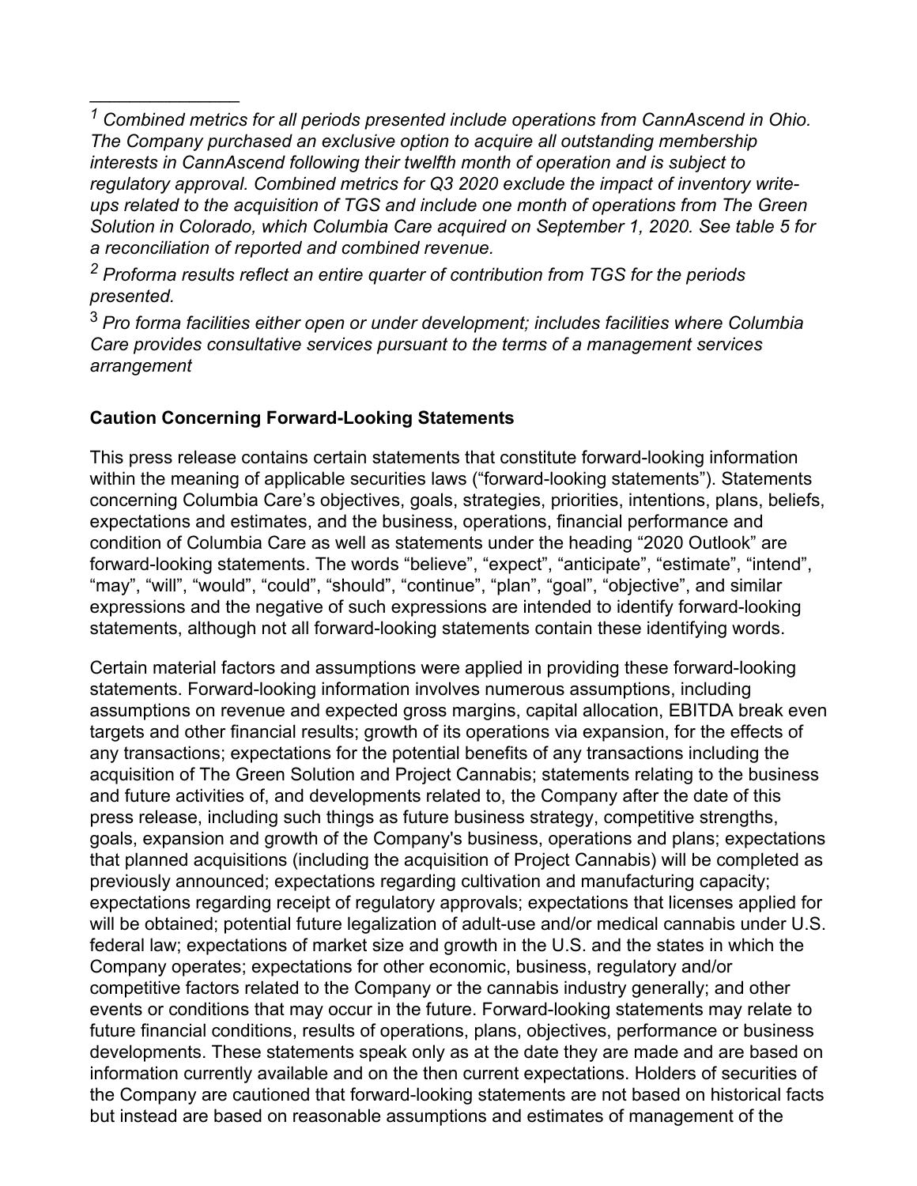---

[1] *Combined metrics for all periods presented include operations from CannAscend in Ohio. The Company purchased an exclusive option to acquire all outstanding membership interests in CannAscend following their twelfth month of operation and is subject to regulatory approval. Combined metrics for Q3 2020 exclude the impact of inventory write-ups related to the acquisition of TGS and include one month of operations from The Green Solution in Colorado, which Columbia Care acquired on September 1, 2020. See table 5 for a reconciliation of reported and combined revenue.*

[2] *Proforma results reflect an entire quarter of contribution from TGS for the periods presented.*

[3] *Pro forma facilities either open or under development; includes facilities where Columbia Care provides consultative services pursuant to the terms of a management services arrangement*

**Caution Concerning Forward-Looking Statements**

This press release contains certain statements that constitute forward-looking information within the meaning of applicable securities laws ("forward-looking statements"). Statements concerning Columbia Care's objectives, goals, strategies, priorities, intentions, plans, beliefs, expectations and estimates, and the business, operations, financial performance and condition of Columbia Care as well as statements under the heading "2020 Outlook" are forward-looking statements. The words "believe", "expect", "anticipate", "estimate", "intend", "may", "will", "would", "could", "should", "continue", "plan", "goal", "objective", and similar expressions and the negative of such expressions are intended to identify forward-looking statements, although not all forward-looking statements contain these identifying words.

Certain material factors and assumptions were applied in providing these forward-looking statements. Forward-looking information involves numerous assumptions, including assumptions on revenue and expected gross margins, capital allocation, EBITDA break even targets and other financial results; growth of its operations via expansion, for the effects of any transactions; expectations for the potential benefits of any transactions including the acquisition of The Green Solution and Project Cannabis; statements relating to the business and future activities of, and developments related to, the Company after the date of this press release, including such things as future business strategy, competitive strengths, goals, expansion and growth of the Company's business, operations and plans; expectations that planned acquisitions (including the acquisition of Project Cannabis) will be completed as previously announced; expectations regarding cultivation and manufacturing capacity; expectations regarding receipt of regulatory approvals; expectations that licenses applied for will be obtained; potential future legalization of adult-use and/or medical cannabis under U.S. federal law; expectations of market size and growth in the U.S. and the states in which the Company operates; expectations for other economic, business, regulatory and/or competitive factors related to the Company or the cannabis industry generally; and other events or conditions that may occur in the future. Forward-looking statements may relate to future financial conditions, results of operations, plans, objectives, performance or business developments. These statements speak only as at the date they are made and are based on information currently available and on the then current expectations. Holders of securities of the Company are cautioned that forward-looking statements are not based on historical facts but instead are based on reasonable assumptions and estimates of management of the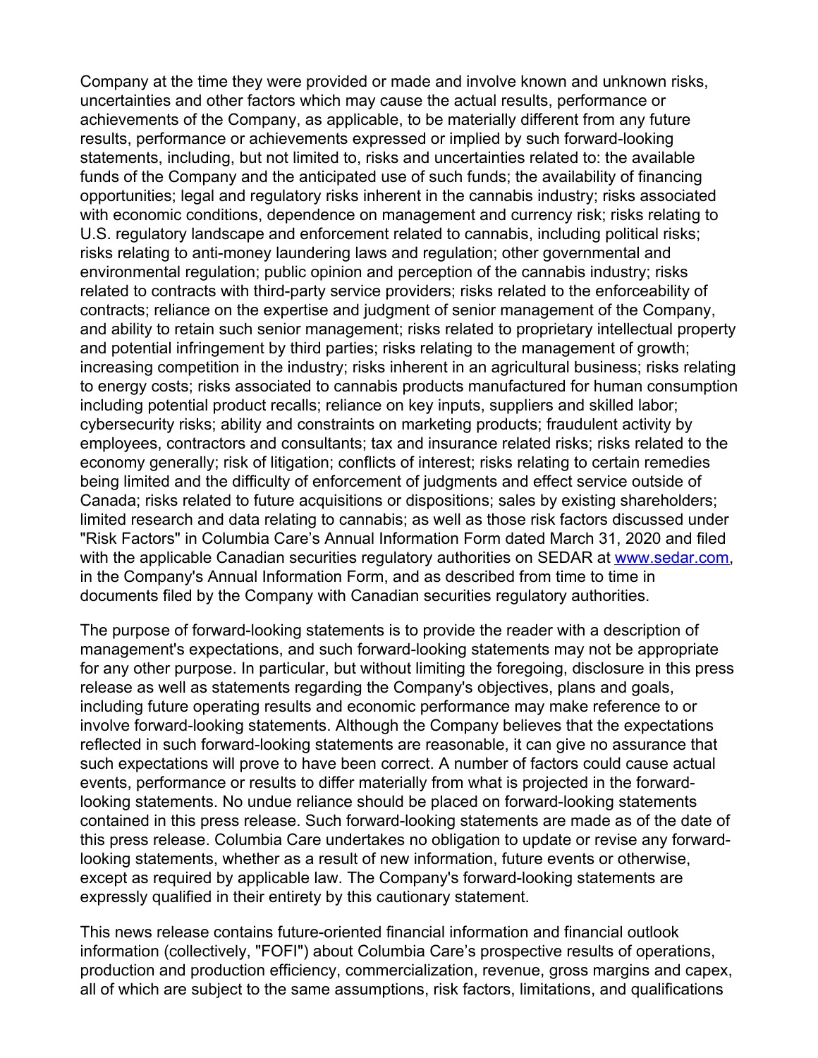Company at the time they were provided or made and involve known and unknown risks, uncertainties and other factors which may cause the actual results, performance or achievements of the Company, as applicable, to be materially different from any future results, performance or achievements expressed or implied by such forward-looking statements, including, but not limited to, risks and uncertainties related to: the available funds of the Company and the anticipated use of such funds; the availability of financing opportunities; legal and regulatory risks inherent in the cannabis industry; risks associated with economic conditions, dependence on management and currency risk; risks relating to U.S. regulatory landscape and enforcement related to cannabis, including political risks; risks relating to anti-money laundering laws and regulation; other governmental and environmental regulation; public opinion and perception of the cannabis industry; risks related to contracts with third-party service providers; risks related to the enforceability of contracts; reliance on the expertise and judgment of senior management of the Company, and ability to retain such senior management; risks related to proprietary intellectual property and potential infringement by third parties; risks relating to the management of growth; increasing competition in the industry; risks inherent in an agricultural business; risks relating to energy costs; risks associated to cannabis products manufactured for human consumption including potential product recalls; reliance on key inputs, suppliers and skilled labor; cybersecurity risks; ability and constraints on marketing products; fraudulent activity by employees, contractors and consultants; tax and insurance related risks; risks related to the economy generally; risk of litigation; conflicts of interest; risks relating to certain remedies being limited and the difficulty of enforcement of judgments and effect service outside of Canada; risks related to future acquisitions or dispositions; sales by existing shareholders; limited research and data relating to cannabis; as well as those risk factors discussed under "Risk Factors" in Columbia Care's Annual Information Form dated March 31, 2020 and filed with the applicable Canadian securities regulatory authorities on SEDAR at [www.sedar.com](http://www.sedar.com), in the Company's Annual Information Form, and as described from time to time in documents filed by the Company with Canadian securities regulatory authorities.

The purpose of forward-looking statements is to provide the reader with a description of management's expectations, and such forward-looking statements may not be appropriate for any other purpose. In particular, but without limiting the foregoing, disclosure in this press release as well as statements regarding the Company's objectives, plans and goals, including future operating results and economic performance may make reference to or involve forward-looking statements. Although the Company believes that the expectations reflected in such forward-looking statements are reasonable, it can give no assurance that such expectations will prove to have been correct. A number of factors could cause actual events, performance or results to differ materially from what is projected in the forward-looking statements. No undue reliance should be placed on forward-looking statements contained in this press release. Such forward-looking statements are made as of the date of this press release. Columbia Care undertakes no obligation to update or revise any forward-looking statements, whether as a result of new information, future events or otherwise, except as required by applicable law. The Company's forward-looking statements are expressly qualified in their entirety by this cautionary statement.

This news release contains future-oriented financial information and financial outlook information (collectively, "FOFI") about Columbia Care's prospective results of operations, production and production efficiency, commercialization, revenue, gross margins and capex, all of which are subject to the same assumptions, risk factors, limitations, and qualifications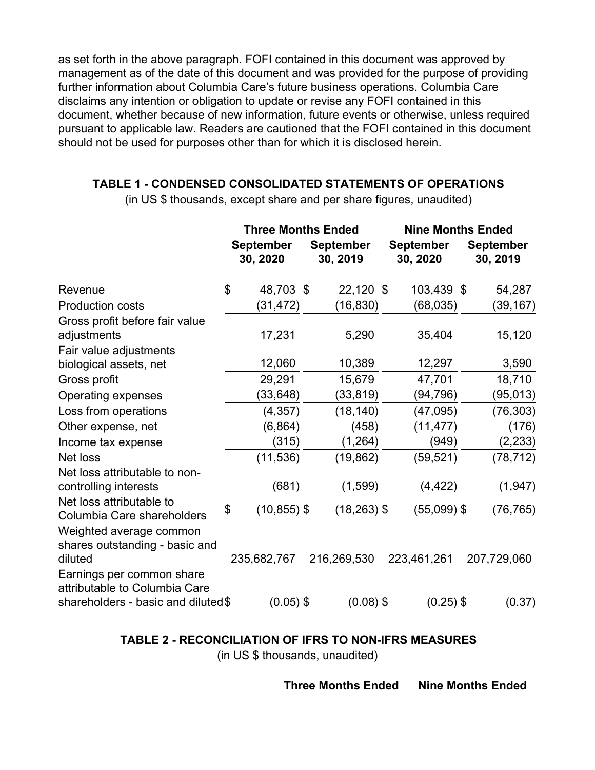as set forth in the above paragraph. FOFI contained in this document was approved by management as of the date of this document and was provided for the purpose of providing further information about Columbia Care's future business operations. Columbia Care disclaims any intention or obligation to update or revise any FOFI contained in this document, whether because of new information, future events or otherwise, unless required pursuant to applicable law. Readers are cautioned that the FOFI contained in this document should not be used for purposes other than for which it is disclosed herein.

### TABLE 1 - CONDENSED CONSOLIDATED STATEMENTS OF OPERATIONS

(in US $ thousands, except share and per share figures, unaudited)

| | Three Months Ended | | Nine Months Ended | |
|---|---|---|---|---|
| | September 30, 2020 | September 30, 2019 | September 30, 2020 | September 30, 2019 |
| Revenue | $ 48,703 | $ 22,120 | $ 103,439 | $ 54,287 |
| Production costs | (31,472) | (16,830) | (68,035) | (39,167) |
| Gross profit before fair value adjustments | 17,231 | 5,290 | 35,404 | 15,120 |
| Fair value adjustments biological assets, net | 12,060 | 10,389 | 12,297 | 3,590 |
| Gross profit | 29,291 | 15,679 | 47,701 | 18,710 |
| Operating expenses | (33,648) | (33,819) | (94,796) | (95,013) |
| Loss from operations | (4,357) | (18,140) | (47,095) | (76,303) |
| Other expense, net | (6,864) | (458) | (11,477) | (176) |
| Income tax expense | (315) | (1,264) | (949) | (2,233) |
| Net loss | (11,536) | (19,862) | (59,521) | (78,712) |
| Net loss attributable to non-controlling interests | (681) | (1,599) | (4,422) | (1,947) |
| Net loss attributable to Columbia Care shareholders | $ (10,855) | $ (18,263) | $ (55,099) | $ (76,765) |
| Weighted average common shares outstanding - basic and diluted | 235,682,767 | 216,269,530 | 223,461,261 | 207,729,060 |
| Earnings per common share attributable to Columbia Care shareholders - basic and diluted | $ (0.05) | $ (0.08) | $ (0.25) | $ (0.37) |

### TABLE 2 - RECONCILIATION OF IFRS TO NON-IFRS MEASURES

(in US $ thousands, unaudited)

| Three Months Ended | Nine Months Ended |
|---|---|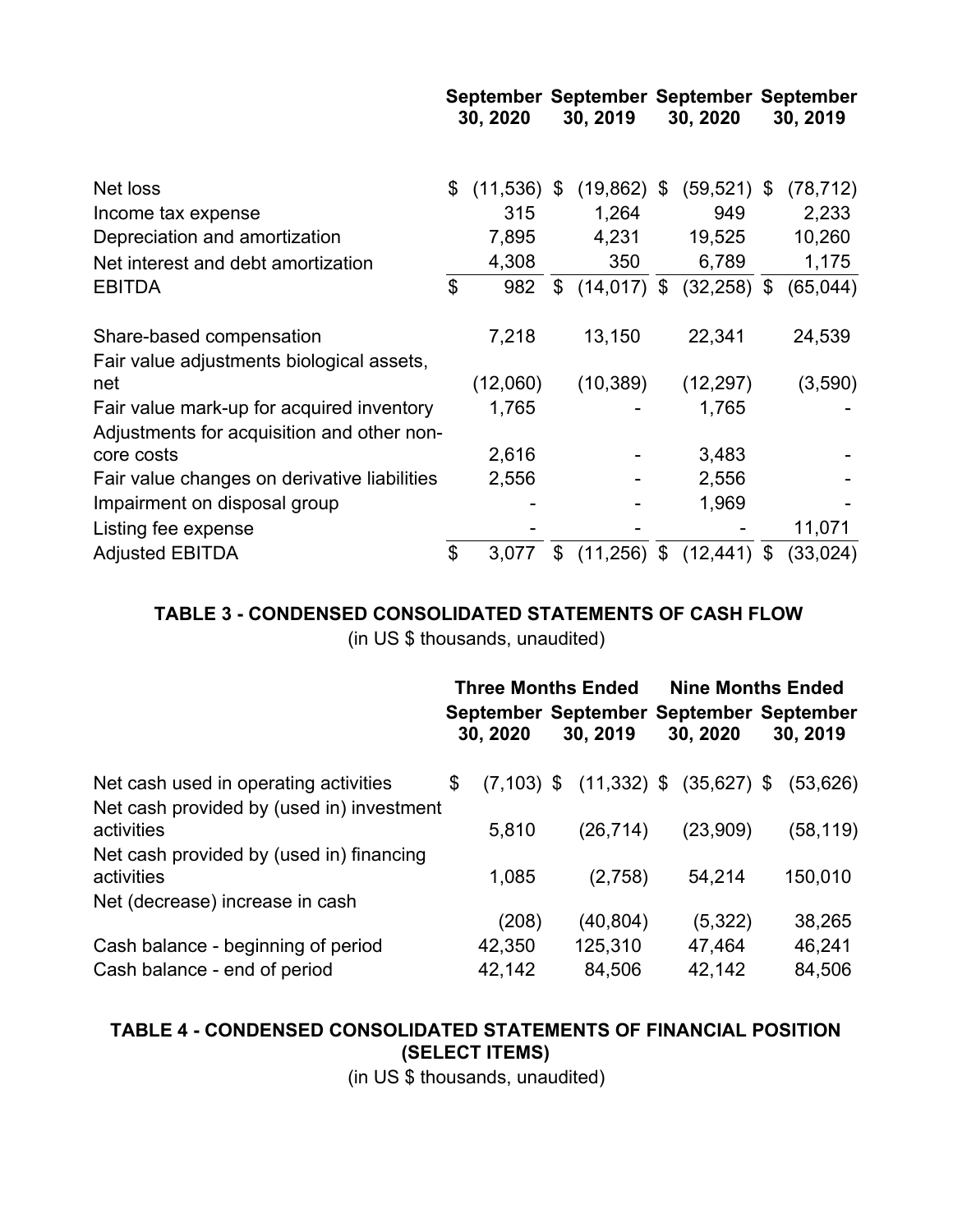| | September 30, 2020 | September 30, 2019 | September 30, 2020 | September 30, 2019 |
|---|---|---|---|---|
| Net loss | $ (11,536) | $ (19,862) | $ (59,521) | $ (78,712) |
| Income tax expense | 315 | 1,264 | 949 | 2,233 |
| Depreciation and amortization | 7,895 | 4,231 | 19,525 | 10,260 |
| Net interest and debt amortization | 4,308 | 350 | 6,789 | 1,175 |
| EBITDA | $ 982 | $ (14,017) | $ (32,258) | $ (65,044) |
| Share-based compensation | 7,218 | 13,150 | 22,341 | 24,539 |
| Fair value adjustments biological assets, net | (12,060) | (10,389) | (12,297) | (3,590) |
| Fair value mark-up for acquired inventory | 1,765 | - | 1,765 | - |
| Adjustments for acquisition and other non-core costs | 2,616 | - | 3,483 | - |
| Fair value changes on derivative liabilities | 2,556 | - | 2,556 | - |
| Impairment on disposal group | - | - | 1,969 | - |
| Listing fee expense | - | - | - | 11,071 |
| Adjusted EBITDA | $ 3,077 | $ (11,256) | $ (12,441) | $ (33,024) |

## TABLE 3 - CONDENSED CONSOLIDATED STATEMENTS OF CASH FLOW

(in US $ thousands, unaudited)

| | Three Months Ended | | Nine Months Ended | |
|---|---|---|---|---|
| | September 30, 2020 | September 30, 2019 | September 30, 2020 | September 30, 2019 |
| Net cash used in operating activities | $ (7,103) | $ (11,332) | $ (35,627) | $ (53,626) |
| Net cash provided by (used in) investment activities | 5,810 | (26,714) | (23,909) | (58,119) |
| Net cash provided by (used in) financing activities | 1,085 | (2,758) | 54,214 | 150,010 |
| Net (decrease) increase in cash | (208) | (40,804) | (5,322) | 38,265 |
| Cash balance - beginning of period | 42,350 | 125,310 | 47,464 | 46,241 |
| Cash balance - end of period | 42,142 | 84,506 | 42,142 | 84,506 |

## TABLE 4 - CONDENSED CONSOLIDATED STATEMENTS OF FINANCIAL POSITION (SELECT ITEMS)

(in US $ thousands, unaudited)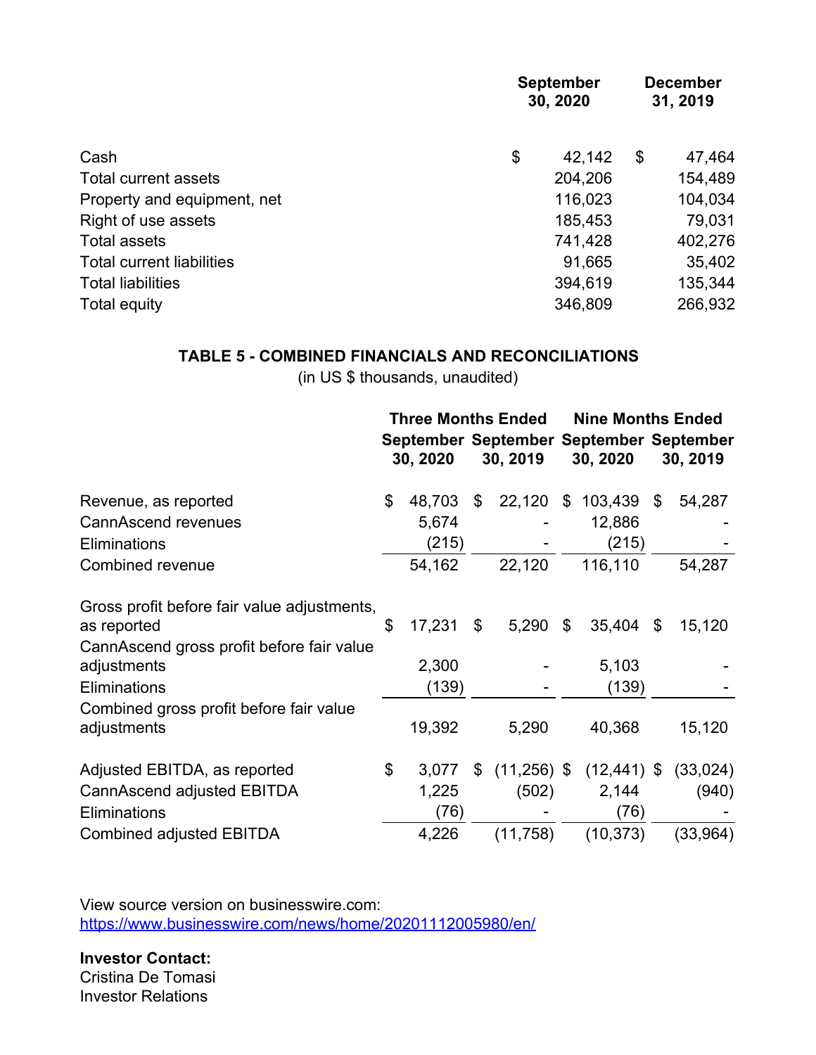| | September 30, 2020 | December 31, 2019 |
|---|---|---|
| Cash | $ 42,142 | $ 47,464 |
| Total current assets | 204,206 | 154,489 |
| Property and equipment, net | 116,023 | 104,034 |
| Right of use assets | 185,453 | 79,031 |
| Total assets | 741,428 | 402,276 |
| Total current liabilities | 91,665 | 35,402 |
| Total liabilities | 394,619 | 135,344 |
| Total equity | 346,809 | 266,932 |

**TABLE 5 - COMBINED FINANCIALS AND RECONCILIATIONS**

(in US $ thousands, unaudited)

| | Three Months Ended | | Nine Months Ended | |
|---|---|---|---|---|
| | September 30, 2020 | September 30, 2019 | September 30, 2020 | September 30, 2019 |
| Revenue, as reported | $ 48,703 | $ 22,120 | $ 103,439 | $ 54,287 |
| CannAscend revenues | 5,674 | - | 12,886 | - |
| Eliminations | (215) | - | (215) | - |
| Combined revenue | 54,162 | 22,120 | 116,110 | 54,287 |
| Gross profit before fair value adjustments, as reported | $ 17,231 | $ 5,290 | $ 35,404 | $ 15,120 |
| CannAscend gross profit before fair value adjustments | 2,300 | - | 5,103 | - |
| Eliminations | (139) | - | (139) | - |
| Combined gross profit before fair value adjustments | 19,392 | 5,290 | 40,368 | 15,120 |
| Adjusted EBITDA, as reported | $ 3,077 | $ (11,256) | $ (12,441) | $ (33,024) |
| CannAscend adjusted EBITDA | 1,225 | (502) | 2,144 | (940) |
| Eliminations | (76) | - | (76) | - |
| Combined adjusted EBITDA | 4,226 | (11,758) | (10,373) | (33,964) |

View source version on businesswire.com: https://www.businesswire.com/news/home/20201112005980/en/

**Investor Contact:**
Cristina De Tomasi
Investor Relations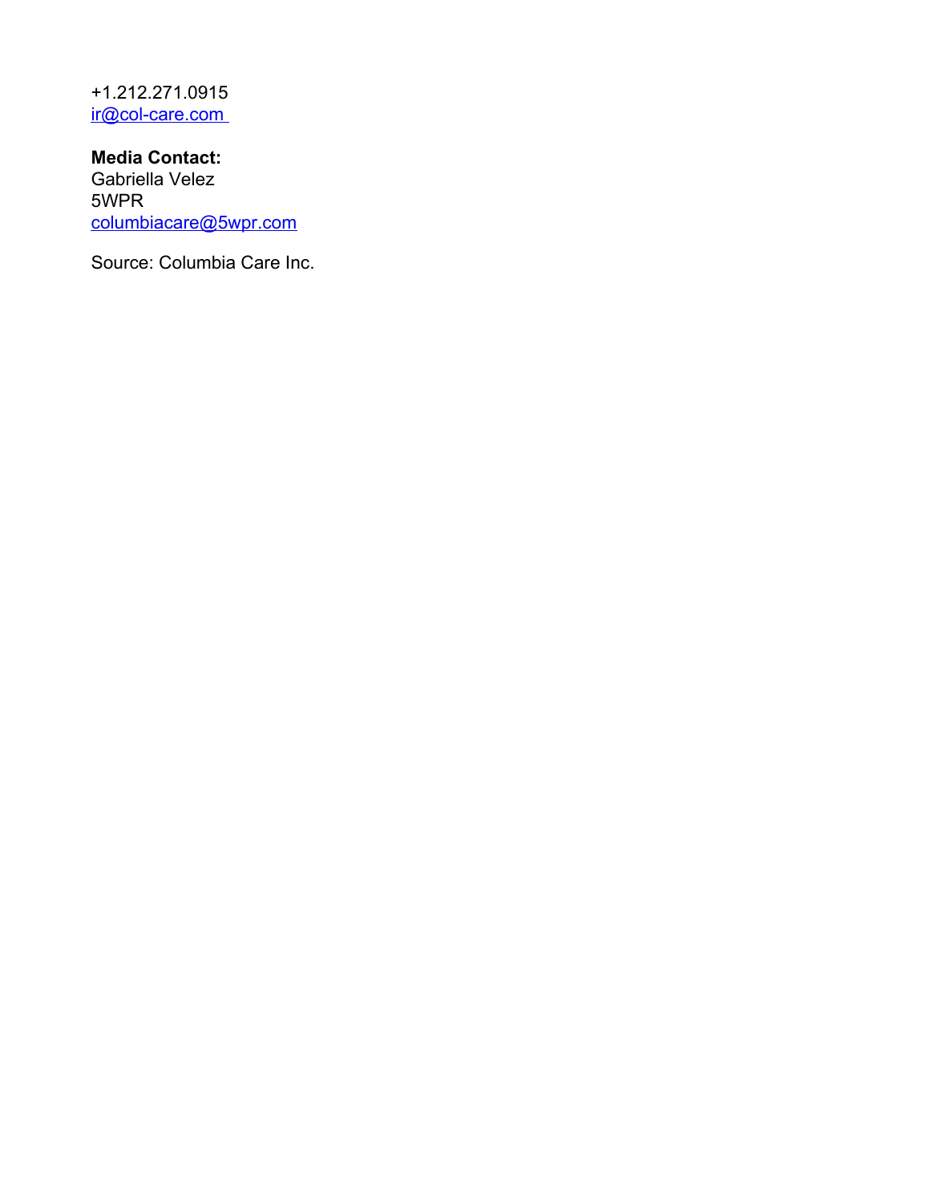+1.212.271.0915
ir@col-care.com

**Media Contact:**
Gabriella Velez
5WPR
columbiacare@5wpr.com

Source: Columbia Care Inc.